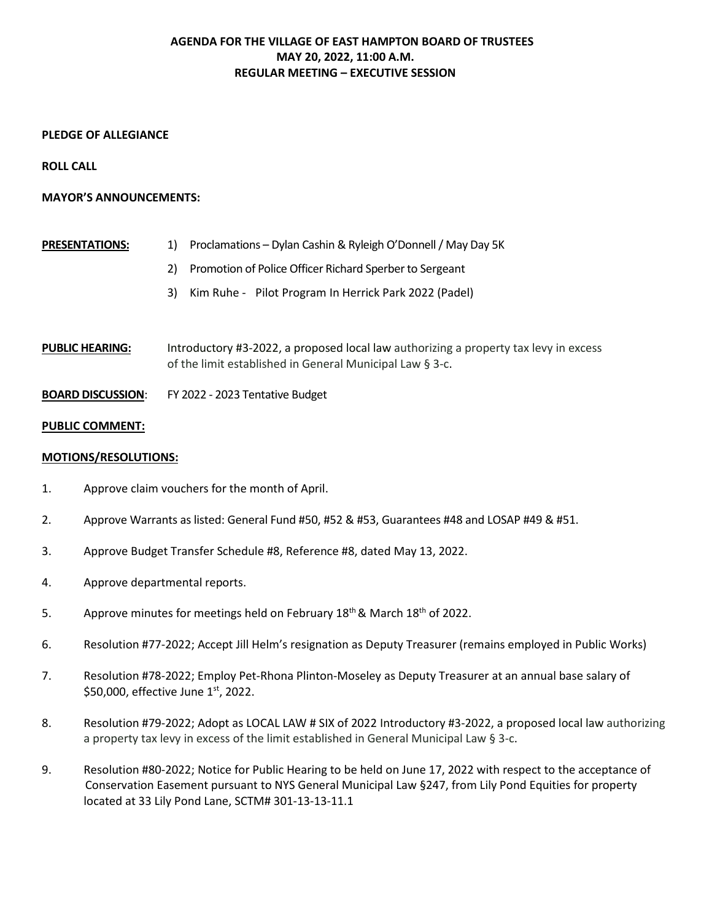# AGENDA FOR THE VILLAGE OF EAST HAMPTON BOARD OF TRUSTEES
## MAY 20, 2022, 11:00 A.M.
## REGULAR MEETING – EXECUTIVE SESSION

**PLEDGE OF ALLEGIANCE**

**ROLL CALL**

**MAYOR'S ANNOUNCEMENTS:**

**PRESENTATIONS:**

1) Proclamations – Dylan Cashin & Ryleigh O'Donnell / May Day 5K
2) Promotion of Police Officer Richard Sperber to Sergeant
3) Kim Ruhe - Pilot Program In Herrick Park 2022 (Padel)

**PUBLIC HEARING:** Introductory #3-2022, a proposed local law authorizing a property tax levy in excess of the limit established in General Municipal Law § 3-c.

**BOARD DISCUSSION**: FY 2022 - 2023 Tentative Budget

**PUBLIC COMMENT:**

**MOTIONS/RESOLUTIONS:**

1. Approve claim vouchers for the month of April.
2. Approve Warrants as listed: General Fund #50, #52 & #53, Guarantees #48 and LOSAP #49 & #51.
3. Approve Budget Transfer Schedule #8, Reference #8, dated May 13, 2022.
4. Approve departmental reports.
5. Approve minutes for meetings held on February 18th & March 18th of 2022.
6. Resolution #77-2022; Accept Jill Helm's resignation as Deputy Treasurer (remains employed in Public Works)
7. Resolution #78-2022; Employ Pet-Rhona Plinton-Moseley as Deputy Treasurer at an annual base salary of $50,000, effective June 1st, 2022.
8. Resolution #79-2022; Adopt as LOCAL LAW # SIX of 2022 Introductory #3-2022, a proposed local law authorizing a property tax levy in excess of the limit established in General Municipal Law § 3-c.
9. Resolution #80-2022; Notice for Public Hearing to be held on June 17, 2022 with respect to the acceptance of Conservation Easement pursuant to NYS General Municipal Law §247, from Lily Pond Equities for property located at 33 Lily Pond Lane, SCTM# 301-13-13-11.1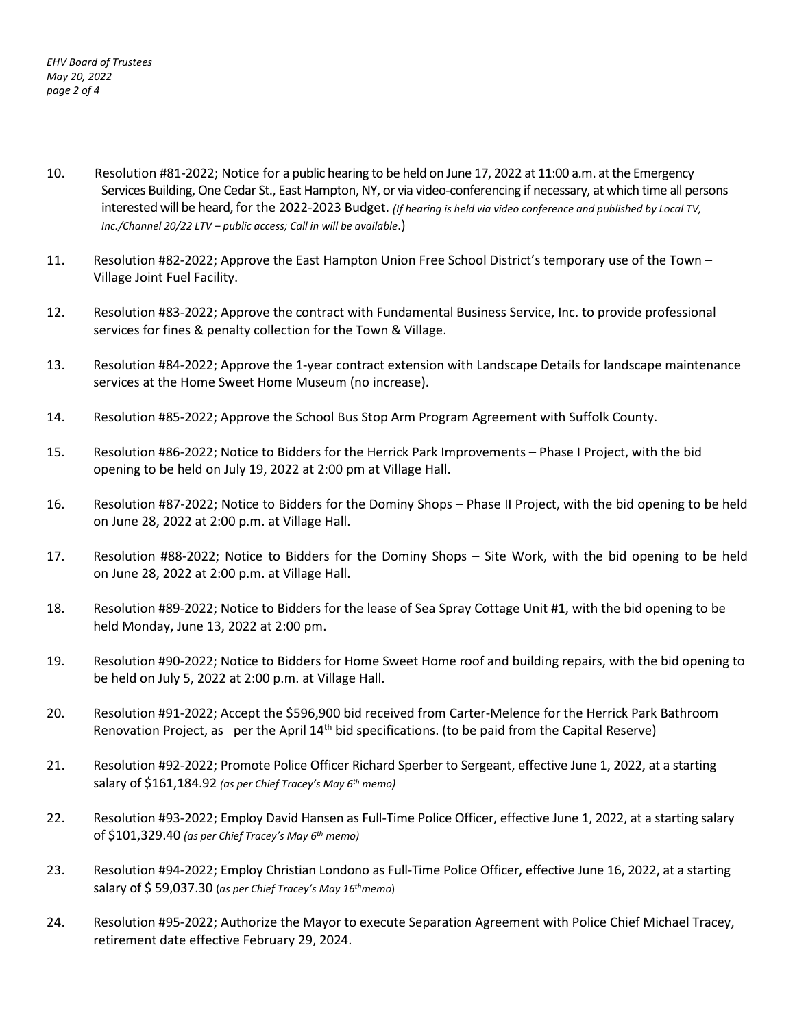10. Resolution #81-2022; Notice for a public hearing to be held on June 17, 2022 at 11:00 a.m. at the Emergency Services Building, One Cedar St., East Hampton, NY, or via video-conferencing if necessary, at which time all persons interested will be heard, for the 2022-2023 Budget. *(If hearing is held via video conference and published by Local TV, Inc./Channel 20/22 LTV – public access; Call in will be available*.)

11. Resolution #82-2022; Approve the East Hampton Union Free School District's temporary use of the Town – Village Joint Fuel Facility.

12. Resolution #83-2022; Approve the contract with Fundamental Business Service, Inc. to provide professional services for fines & penalty collection for the Town & Village.

13. Resolution #84-2022; Approve the 1-year contract extension with Landscape Details for landscape maintenance services at the Home Sweet Home Museum (no increase).

14. Resolution #85-2022; Approve the School Bus Stop Arm Program Agreement with Suffolk County.

15. Resolution #86-2022; Notice to Bidders for the Herrick Park Improvements – Phase I Project, with the bid opening to be held on July 19, 2022 at 2:00 pm at Village Hall.

16. Resolution #87-2022; Notice to Bidders for the Dominy Shops – Phase II Project, with the bid opening to be held on June 28, 2022 at 2:00 p.m. at Village Hall.

17. Resolution #88-2022; Notice to Bidders for the Dominy Shops – Site Work, with the bid opening to be held on June 28, 2022 at 2:00 p.m. at Village Hall.

18. Resolution #89-2022; Notice to Bidders for the lease of Sea Spray Cottage Unit #1, with the bid opening to be held Monday, June 13, 2022 at 2:00 pm.

19. Resolution #90-2022; Notice to Bidders for Home Sweet Home roof and building repairs, with the bid opening to be held on July 5, 2022 at 2:00 p.m. at Village Hall.

20. Resolution #91-2022; Accept the $596,900 bid received from Carter-Melence for the Herrick Park Bathroom Renovation Project, as per the April 14th bid specifications. (to be paid from the Capital Reserve)

21. Resolution #92-2022; Promote Police Officer Richard Sperber to Sergeant, effective June 1, 2022, at a starting salary of $161,184.92 *(as per Chief Tracey's May 6th memo)*

22. Resolution #93-2022; Employ David Hansen as Full-Time Police Officer, effective June 1, 2022, at a starting salary of $101,329.40 *(as per Chief Tracey's May 6th memo)*

23. Resolution #94-2022; Employ Christian Londono as Full-Time Police Officer, effective June 16, 2022, at a starting salary of $ 59,037.30 (*as per Chief Tracey's May 16th memo*)

24. Resolution #95-2022; Authorize the Mayor to execute Separation Agreement with Police Chief Michael Tracey, retirement date effective February 29, 2024.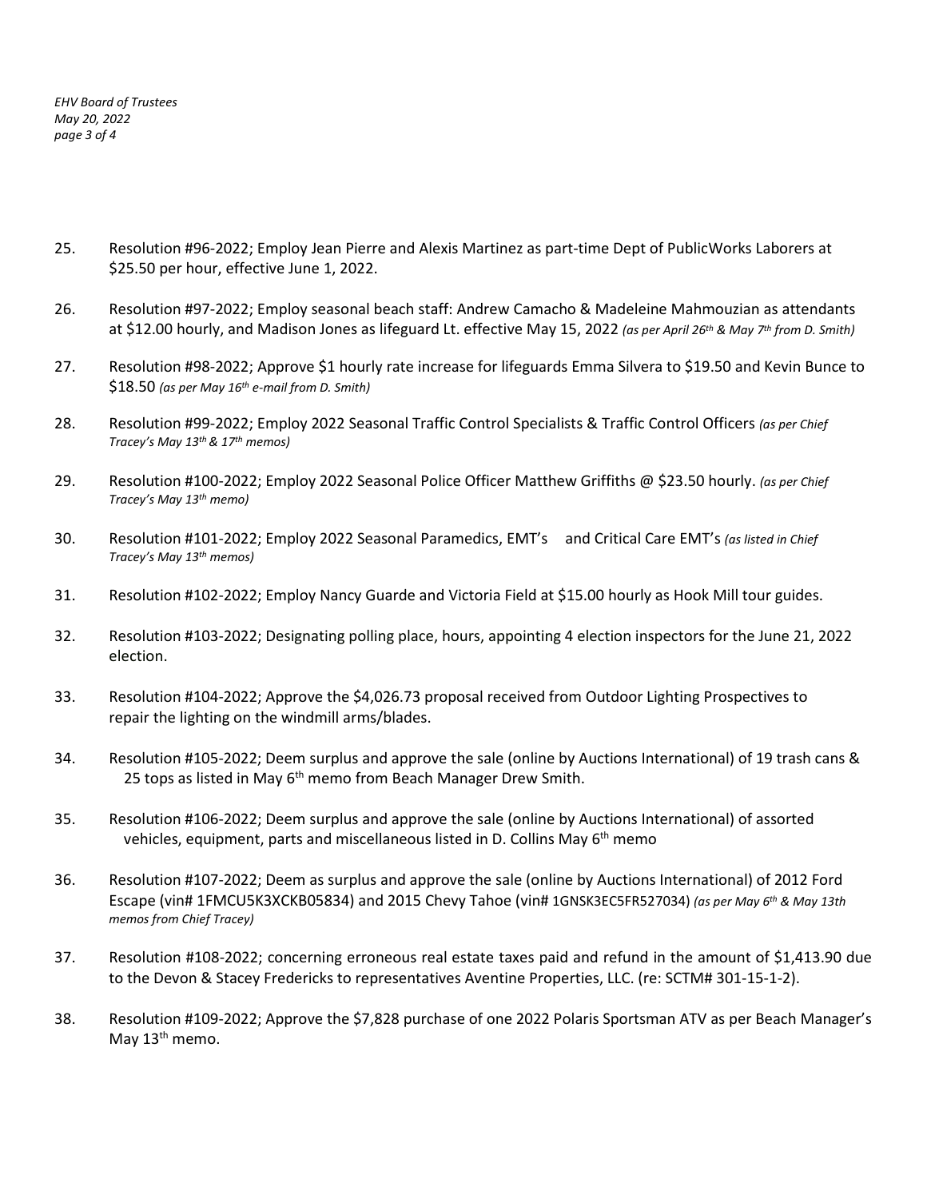25. Resolution #96-2022; Employ Jean Pierre and Alexis Martinez as part-time Dept of PublicWorks Laborers at $25.50 per hour, effective June 1, 2022.

26. Resolution #97-2022; Employ seasonal beach staff: Andrew Camacho & Madeleine Mahmouzian as attendants at $12.00 hourly, and Madison Jones as lifeguard Lt. effective May 15, 2022 *(as per April 26th & May 7th from D. Smith)*

27. Resolution #98-2022; Approve $1 hourly rate increase for lifeguards Emma Silvera to $19.50 and Kevin Bunce to $18.50 *(as per May 16th e-mail from D. Smith)*

28. Resolution #99-2022; Employ 2022 Seasonal Traffic Control Specialists & Traffic Control Officers *(as per Chief Tracey's May 13th & 17th memos)*

29. Resolution #100-2022; Employ 2022 Seasonal Police Officer Matthew Griffiths @ $23.50 hourly. *(as per Chief Tracey's May 13th memo)*

30. Resolution #101-2022; Employ 2022 Seasonal Paramedics, EMT's and Critical Care EMT's *(as listed in Chief Tracey's May 13th memos)*

31. Resolution #102-2022; Employ Nancy Guarde and Victoria Field at $15.00 hourly as Hook Mill tour guides.

32. Resolution #103-2022; Designating polling place, hours, appointing 4 election inspectors for the June 21, 2022 election.

33. Resolution #104-2022; Approve the $4,026.73 proposal received from Outdoor Lighting Prospectives to repair the lighting on the windmill arms/blades.

34. Resolution #105-2022; Deem surplus and approve the sale (online by Auctions International) of 19 trash cans & 25 tops as listed in May 6th memo from Beach Manager Drew Smith.

35. Resolution #106-2022; Deem surplus and approve the sale (online by Auctions International) of assorted vehicles, equipment, parts and miscellaneous listed in D. Collins May 6th memo

36. Resolution #107-2022; Deem as surplus and approve the sale (online by Auctions International) of 2012 Ford Escape (vin# 1FMCU5K3XCKB05834) and 2015 Chevy Tahoe (vin# 1GNSK3EC5FR527034) *(as per May 6th & May 13th memos from Chief Tracey)*

37. Resolution #108-2022; concerning erroneous real estate taxes paid and refund in the amount of $1,413.90 due to the Devon & Stacey Fredericks to representatives Aventine Properties, LLC. (re: SCTM# 301-15-1-2).

38. Resolution #109-2022; Approve the $7,828 purchase of one 2022 Polaris Sportsman ATV as per Beach Manager's May 13th memo.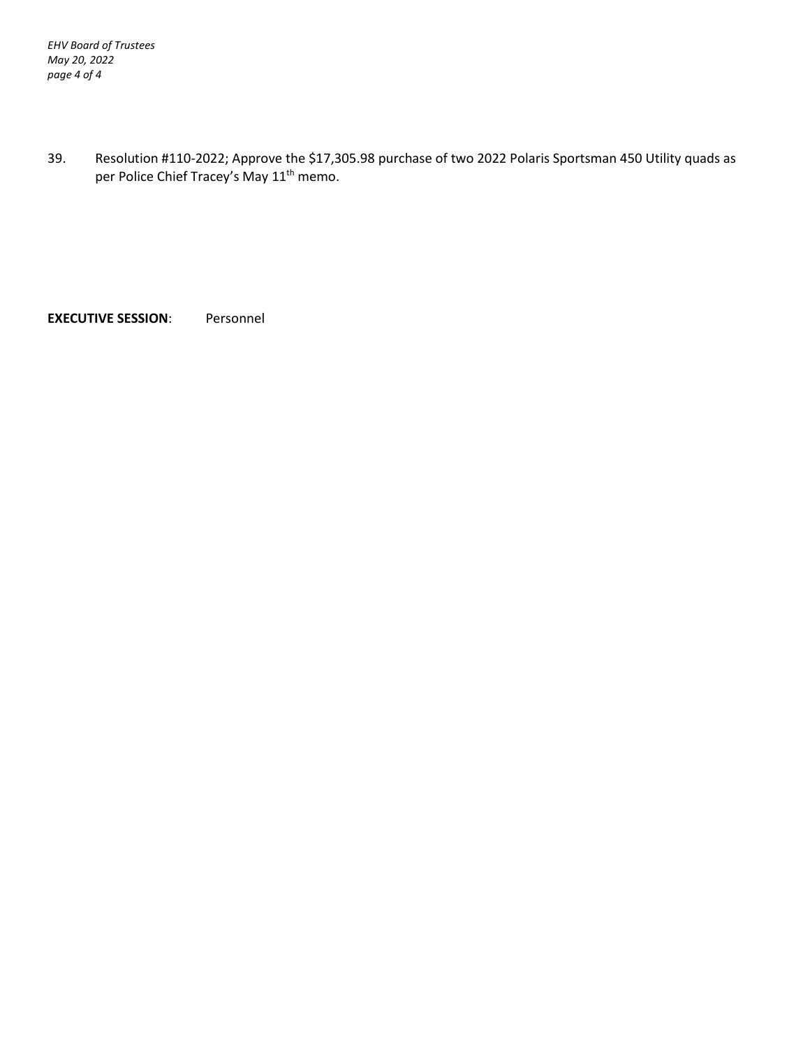39. Resolution #110-2022; Approve the $17,305.98 purchase of two 2022 Polaris Sportsman 450 Utility quads as per Police Chief Tracey's May 11th memo.

**EXECUTIVE SESSION**: Personnel